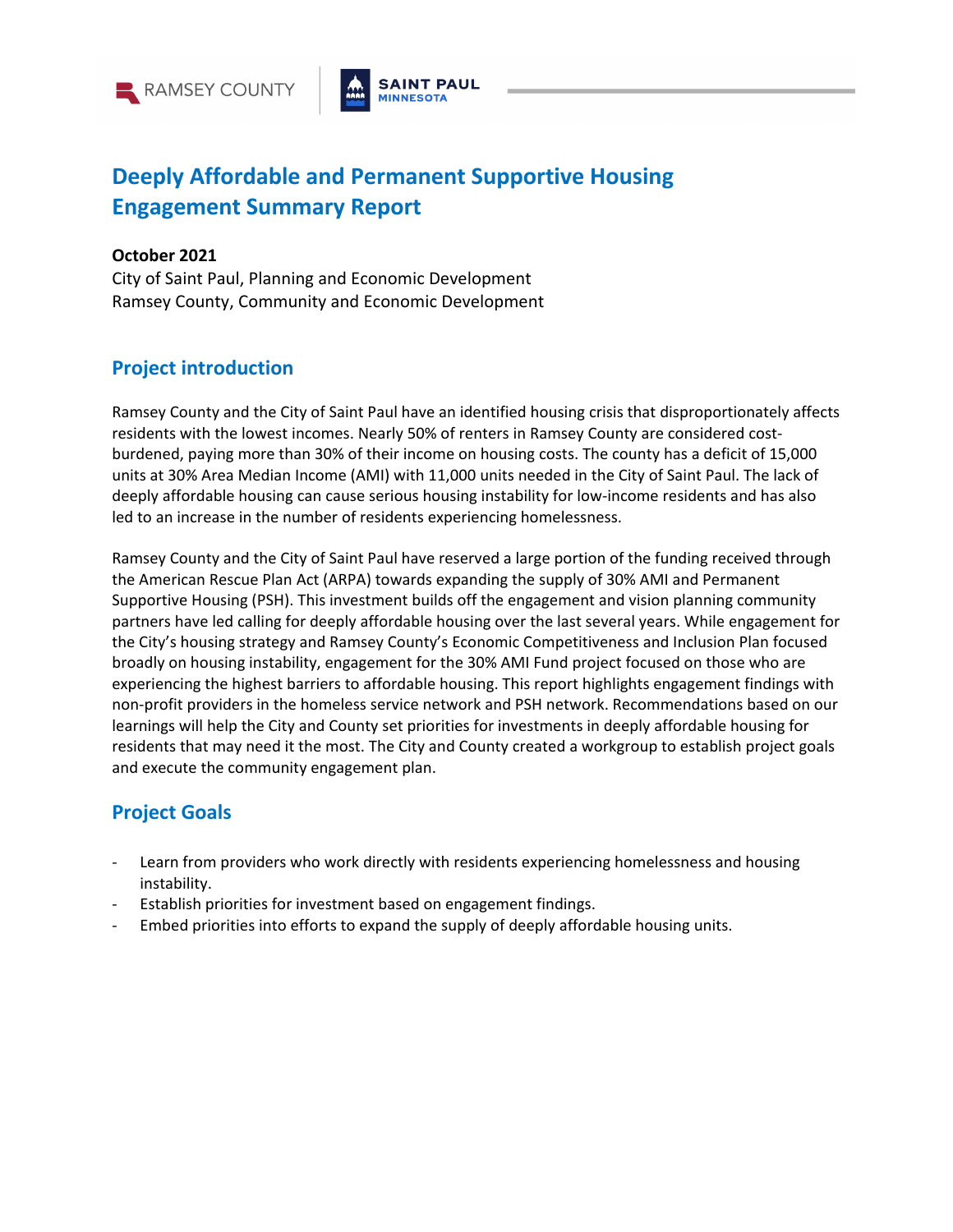RAMSEY COUNTY | SAINT PAUL MINNESOTA

# Deeply Affordable and Permanent Supportive Housing Engagement Summary Report

**October 2021**
City of Saint Paul, Planning and Economic Development
Ramsey County, Community and Economic Development

## Project introduction

Ramsey County and the City of Saint Paul have an identified housing crisis that disproportionately affects residents with the lowest incomes. Nearly 50% of renters in Ramsey County are considered cost-burdened, paying more than 30% of their income on housing costs. The county has a deficit of 15,000 units at 30% Area Median Income (AMI) with 11,000 units needed in the City of Saint Paul. The lack of deeply affordable housing can cause serious housing instability for low-income residents and has also led to an increase in the number of residents experiencing homelessness.

Ramsey County and the City of Saint Paul have reserved a large portion of the funding received through the American Rescue Plan Act (ARPA) towards expanding the supply of 30% AMI and Permanent Supportive Housing (PSH). This investment builds off the engagement and vision planning community partners have led calling for deeply affordable housing over the last several years. While engagement for the City's housing strategy and Ramsey County's Economic Competitiveness and Inclusion Plan focused broadly on housing instability, engagement for the 30% AMI Fund project focused on those who are experiencing the highest barriers to affordable housing. This report highlights engagement findings with non-profit providers in the homeless service network and PSH network. Recommendations based on our learnings will help the City and County set priorities for investments in deeply affordable housing for residents that may need it the most. The City and County created a workgroup to establish project goals and execute the community engagement plan.

## Project Goals

- Learn from providers who work directly with residents experiencing homelessness and housing instability.
- Establish priorities for investment based on engagement findings.
- Embed priorities into efforts to expand the supply of deeply affordable housing units.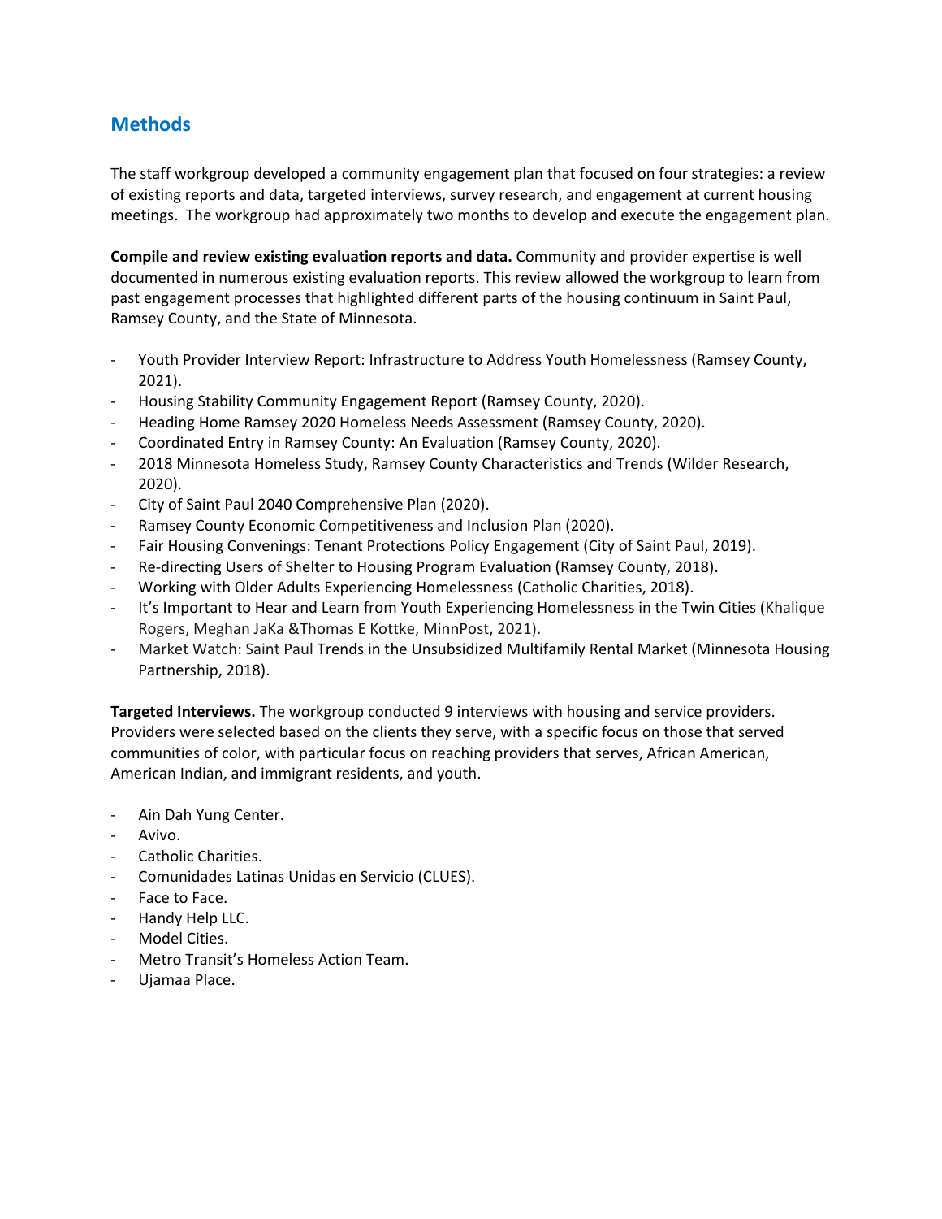## Methods

The staff workgroup developed a community engagement plan that focused on four strategies: a review of existing reports and data, targeted interviews, survey research, and engagement at current housing meetings. The workgroup had approximately two months to develop and execute the engagement plan.

**Compile and review existing evaluation reports and data.** Community and provider expertise is well documented in numerous existing evaluation reports. This review allowed the workgroup to learn from past engagement processes that highlighted different parts of the housing continuum in Saint Paul, Ramsey County, and the State of Minnesota.

- Youth Provider Interview Report: Infrastructure to Address Youth Homelessness (Ramsey County, 2021).
- Housing Stability Community Engagement Report (Ramsey County, 2020).
- Heading Home Ramsey 2020 Homeless Needs Assessment (Ramsey County, 2020).
- Coordinated Entry in Ramsey County: An Evaluation (Ramsey County, 2020).
- 2018 Minnesota Homeless Study, Ramsey County Characteristics and Trends (Wilder Research, 2020).
- City of Saint Paul 2040 Comprehensive Plan (2020).
- Ramsey County Economic Competitiveness and Inclusion Plan (2020).
- Fair Housing Convenings: Tenant Protections Policy Engagement (City of Saint Paul, 2019).
- Re-directing Users of Shelter to Housing Program Evaluation (Ramsey County, 2018).
- Working with Older Adults Experiencing Homelessness (Catholic Charities, 2018).
- It's Important to Hear and Learn from Youth Experiencing Homelessness in the Twin Cities (Khalique Rogers, Meghan JaKa &Thomas E Kottke, MinnPost, 2021).
- Market Watch: Saint Paul Trends in the Unsubsidized Multifamily Rental Market (Minnesota Housing Partnership, 2018).

**Targeted Interviews.** The workgroup conducted 9 interviews with housing and service providers. Providers were selected based on the clients they serve, with a specific focus on those that served communities of color, with particular focus on reaching providers that serves, African American, American Indian, and immigrant residents, and youth.

- Ain Dah Yung Center.
- Avivo.
- Catholic Charities.
- Comunidades Latinas Unidas en Servicio (CLUES).
- Face to Face.
- Handy Help LLC.
- Model Cities.
- Metro Transit's Homeless Action Team.
- Ujamaa Place.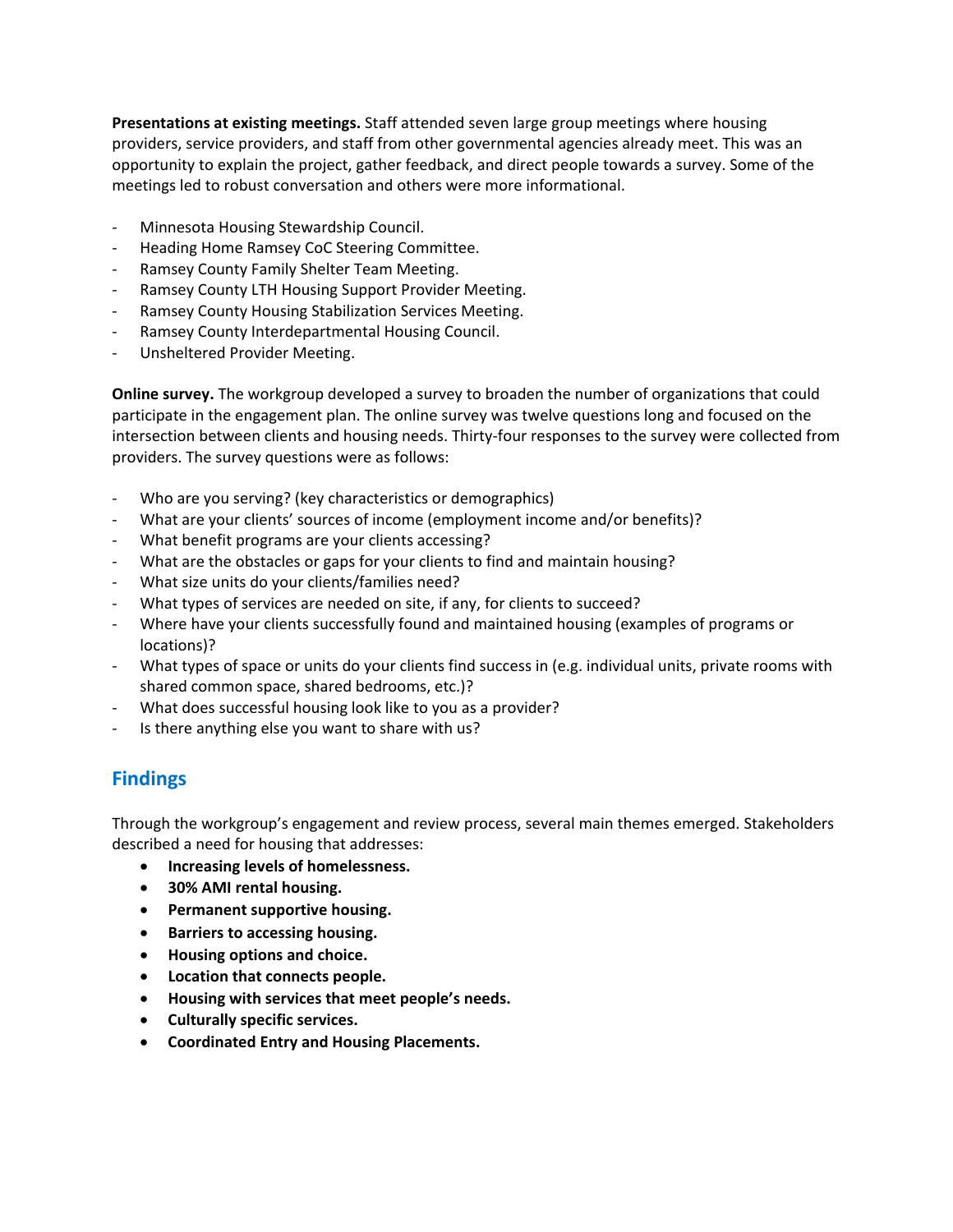**Presentations at existing meetings.** Staff attended seven large group meetings where housing providers, service providers, and staff from other governmental agencies already meet. This was an opportunity to explain the project, gather feedback, and direct people towards a survey. Some of the meetings led to robust conversation and others were more informational.

- Minnesota Housing Stewardship Council.
- Heading Home Ramsey CoC Steering Committee.
- Ramsey County Family Shelter Team Meeting.
- Ramsey County LTH Housing Support Provider Meeting.
- Ramsey County Housing Stabilization Services Meeting.
- Ramsey County Interdepartmental Housing Council.
- Unsheltered Provider Meeting.

**Online survey.** The workgroup developed a survey to broaden the number of organizations that could participate in the engagement plan. The online survey was twelve questions long and focused on the intersection between clients and housing needs. Thirty-four responses to the survey were collected from providers. The survey questions were as follows:

- Who are you serving? (key characteristics or demographics)
- What are your clients' sources of income (employment income and/or benefits)?
- What benefit programs are your clients accessing?
- What are the obstacles or gaps for your clients to find and maintain housing?
- What size units do your clients/families need?
- What types of services are needed on site, if any, for clients to succeed?
- Where have your clients successfully found and maintained housing (examples of programs or locations)?
- What types of space or units do your clients find success in (e.g. individual units, private rooms with shared common space, shared bedrooms, etc.)?
- What does successful housing look like to you as a provider?
- Is there anything else you want to share with us?

## Findings

Through the workgroup's engagement and review process, several main themes emerged. Stakeholders described a need for housing that addresses:

- **Increasing levels of homelessness.**
- **30% AMI rental housing.**
- **Permanent supportive housing.**
- **Barriers to accessing housing.**
- **Housing options and choice.**
- **Location that connects people.**
- **Housing with services that meet people's needs.**
- **Culturally specific services.**
- **Coordinated Entry and Housing Placements.**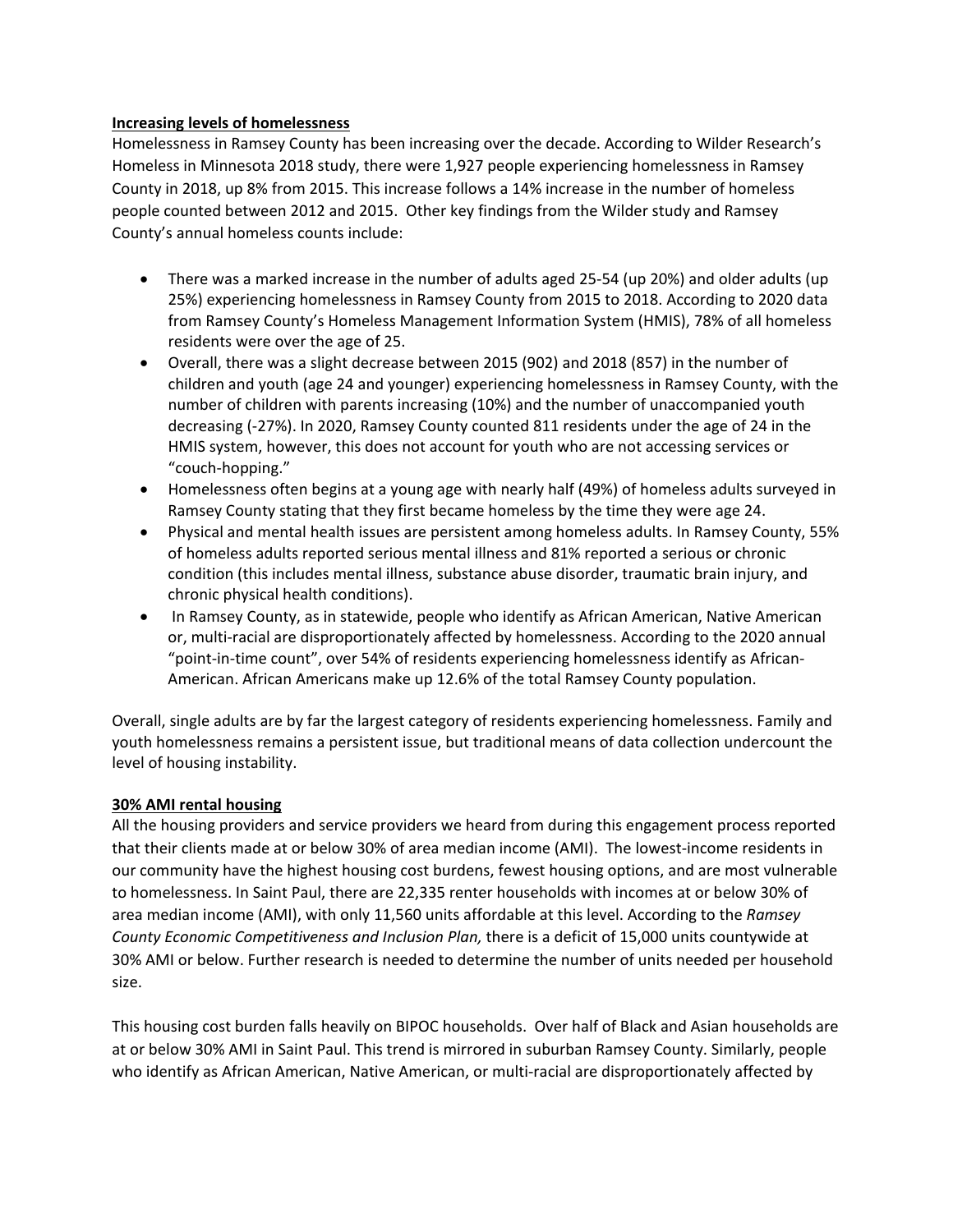**Increasing levels of homelessness**

Homelessness in Ramsey County has been increasing over the decade. According to Wilder Research's Homeless in Minnesota 2018 study, there were 1,927 people experiencing homelessness in Ramsey County in 2018, up 8% from 2015. This increase follows a 14% increase in the number of homeless people counted between 2012 and 2015. Other key findings from the Wilder study and Ramsey County's annual homeless counts include:

- There was a marked increase in the number of adults aged 25-54 (up 20%) and older adults (up 25%) experiencing homelessness in Ramsey County from 2015 to 2018. According to 2020 data from Ramsey County's Homeless Management Information System (HMIS), 78% of all homeless residents were over the age of 25.
- Overall, there was a slight decrease between 2015 (902) and 2018 (857) in the number of children and youth (age 24 and younger) experiencing homelessness in Ramsey County, with the number of children with parents increasing (10%) and the number of unaccompanied youth decreasing (-27%). In 2020, Ramsey County counted 811 residents under the age of 24 in the HMIS system, however, this does not account for youth who are not accessing services or "couch-hopping."
- Homelessness often begins at a young age with nearly half (49%) of homeless adults surveyed in Ramsey County stating that they first became homeless by the time they were age 24.
- Physical and mental health issues are persistent among homeless adults. In Ramsey County, 55% of homeless adults reported serious mental illness and 81% reported a serious or chronic condition (this includes mental illness, substance abuse disorder, traumatic brain injury, and chronic physical health conditions).
- In Ramsey County, as in statewide, people who identify as African American, Native American or, multi-racial are disproportionately affected by homelessness. According to the 2020 annual "point-in-time count", over 54% of residents experiencing homelessness identify as African-American. African Americans make up 12.6% of the total Ramsey County population.

Overall, single adults are by far the largest category of residents experiencing homelessness. Family and youth homelessness remains a persistent issue, but traditional means of data collection undercount the level of housing instability.

**30% AMI rental housing**

All the housing providers and service providers we heard from during this engagement process reported that their clients made at or below 30% of area median income (AMI). The lowest-income residents in our community have the highest housing cost burdens, fewest housing options, and are most vulnerable to homelessness. In Saint Paul, there are 22,335 renter households with incomes at or below 30% of area median income (AMI), with only 11,560 units affordable at this level. According to the *Ramsey County Economic Competitiveness and Inclusion Plan,* there is a deficit of 15,000 units countywide at 30% AMI or below. Further research is needed to determine the number of units needed per household size.

This housing cost burden falls heavily on BIPOC households. Over half of Black and Asian households are at or below 30% AMI in Saint Paul. This trend is mirrored in suburban Ramsey County. Similarly, people who identify as African American, Native American, or multi-racial are disproportionately affected by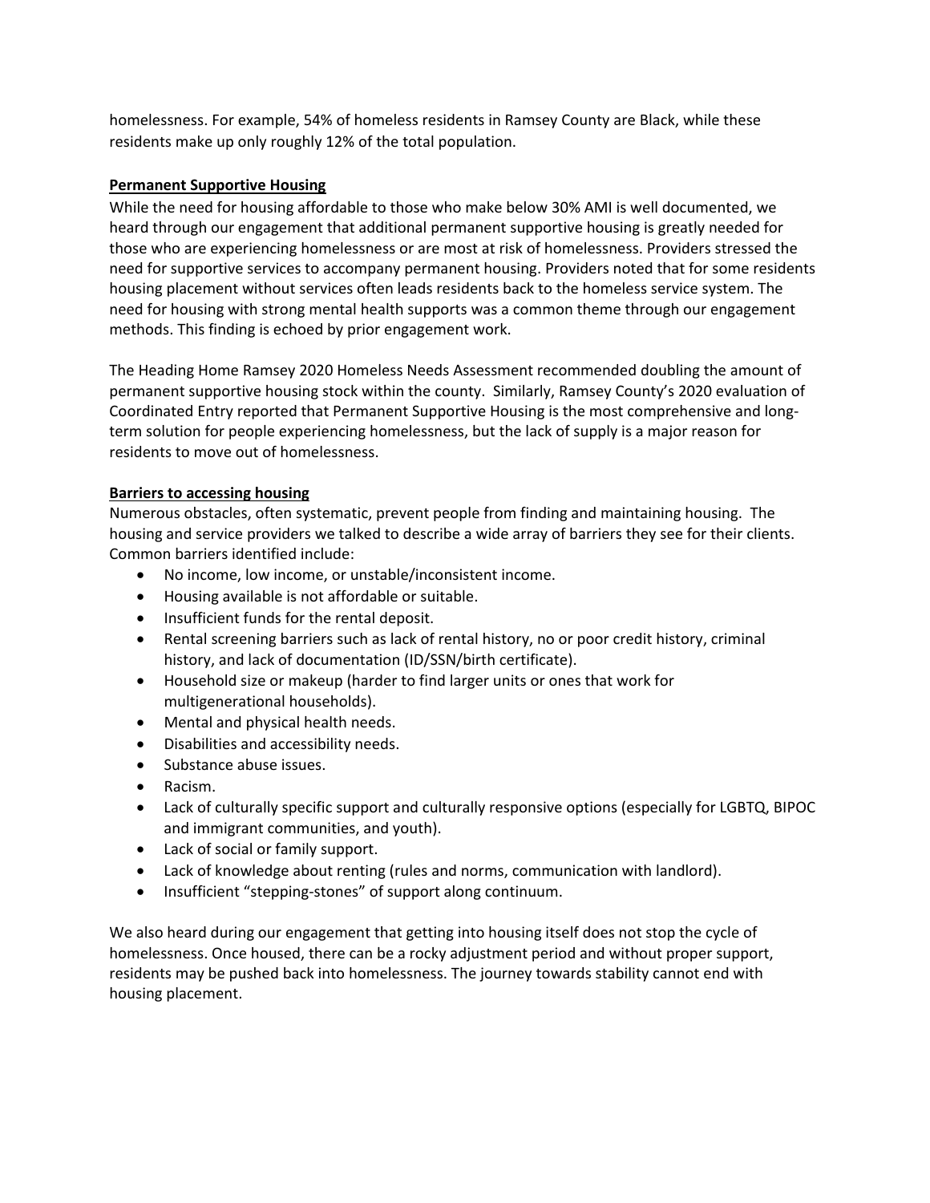homelessness. For example, 54% of homeless residents in Ramsey County are Black, while these residents make up only roughly 12% of the total population.

**Permanent Supportive Housing**

While the need for housing affordable to those who make below 30% AMI is well documented, we heard through our engagement that additional permanent supportive housing is greatly needed for those who are experiencing homelessness or are most at risk of homelessness. Providers stressed the need for supportive services to accompany permanent housing. Providers noted that for some residents housing placement without services often leads residents back to the homeless service system. The need for housing with strong mental health supports was a common theme through our engagement methods. This finding is echoed by prior engagement work.

The Heading Home Ramsey 2020 Homeless Needs Assessment recommended doubling the amount of permanent supportive housing stock within the county. Similarly, Ramsey County's 2020 evaluation of Coordinated Entry reported that Permanent Supportive Housing is the most comprehensive and long-term solution for people experiencing homelessness, but the lack of supply is a major reason for residents to move out of homelessness.

**Barriers to accessing housing**

Numerous obstacles, often systematic, prevent people from finding and maintaining housing. The housing and service providers we talked to describe a wide array of barriers they see for their clients. Common barriers identified include:

- No income, low income, or unstable/inconsistent income.
- Housing available is not affordable or suitable.
- Insufficient funds for the rental deposit.
- Rental screening barriers such as lack of rental history, no or poor credit history, criminal history, and lack of documentation (ID/SSN/birth certificate).
- Household size or makeup (harder to find larger units or ones that work for multigenerational households).
- Mental and physical health needs.
- Disabilities and accessibility needs.
- Substance abuse issues.
- Racism.
- Lack of culturally specific support and culturally responsive options (especially for LGBTQ, BIPOC and immigrant communities, and youth).
- Lack of social or family support.
- Lack of knowledge about renting (rules and norms, communication with landlord).
- Insufficient "stepping-stones" of support along continuum.

We also heard during our engagement that getting into housing itself does not stop the cycle of homelessness. Once housed, there can be a rocky adjustment period and without proper support, residents may be pushed back into homelessness. The journey towards stability cannot end with housing placement.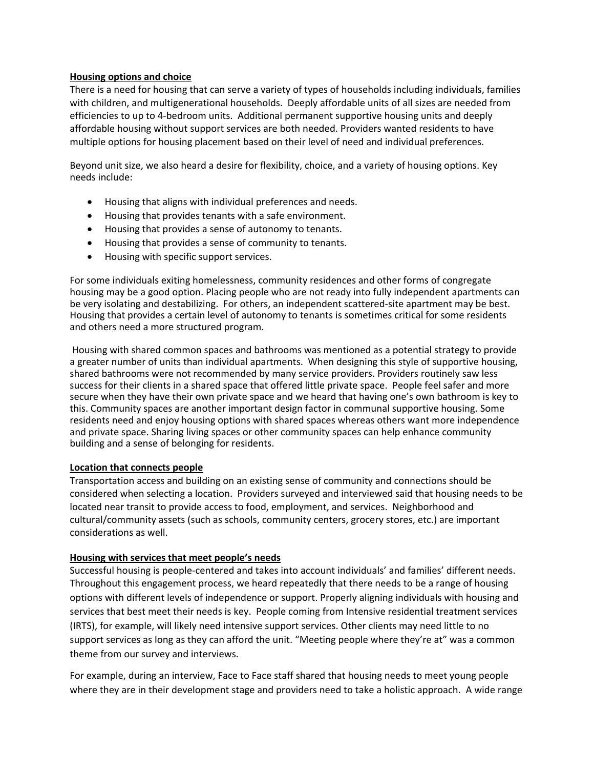**Housing options and choice**

There is a need for housing that can serve a variety of types of households including individuals, families with children, and multigenerational households. Deeply affordable units of all sizes are needed from efficiencies to up to 4-bedroom units. Additional permanent supportive housing units and deeply affordable housing without support services are both needed. Providers wanted residents to have multiple options for housing placement based on their level of need and individual preferences.

Beyond unit size, we also heard a desire for flexibility, choice, and a variety of housing options. Key needs include:

- Housing that aligns with individual preferences and needs.
- Housing that provides tenants with a safe environment.
- Housing that provides a sense of autonomy to tenants.
- Housing that provides a sense of community to tenants.
- Housing with specific support services.

For some individuals exiting homelessness, community residences and other forms of congregate housing may be a good option. Placing people who are not ready into fully independent apartments can be very isolating and destabilizing. For others, an independent scattered-site apartment may be best. Housing that provides a certain level of autonomy to tenants is sometimes critical for some residents and others need a more structured program.

Housing with shared common spaces and bathrooms was mentioned as a potential strategy to provide a greater number of units than individual apartments. When designing this style of supportive housing, shared bathrooms were not recommended by many service providers. Providers routinely saw less success for their clients in a shared space that offered little private space. People feel safer and more secure when they have their own private space and we heard that having one's own bathroom is key to this. Community spaces are another important design factor in communal supportive housing. Some residents need and enjoy housing options with shared spaces whereas others want more independence and private space. Sharing living spaces or other community spaces can help enhance community building and a sense of belonging for residents.

**Location that connects people**

Transportation access and building on an existing sense of community and connections should be considered when selecting a location. Providers surveyed and interviewed said that housing needs to be located near transit to provide access to food, employment, and services. Neighborhood and cultural/community assets (such as schools, community centers, grocery stores, etc.) are important considerations as well.

**Housing with services that meet people's needs**

Successful housing is people-centered and takes into account individuals' and families' different needs. Throughout this engagement process, we heard repeatedly that there needs to be a range of housing options with different levels of independence or support. Properly aligning individuals with housing and services that best meet their needs is key. People coming from Intensive residential treatment services (IRTS), for example, will likely need intensive support services. Other clients may need little to no support services as long as they can afford the unit. "Meeting people where they're at" was a common theme from our survey and interviews.

For example, during an interview, Face to Face staff shared that housing needs to meet young people where they are in their development stage and providers need to take a holistic approach. A wide range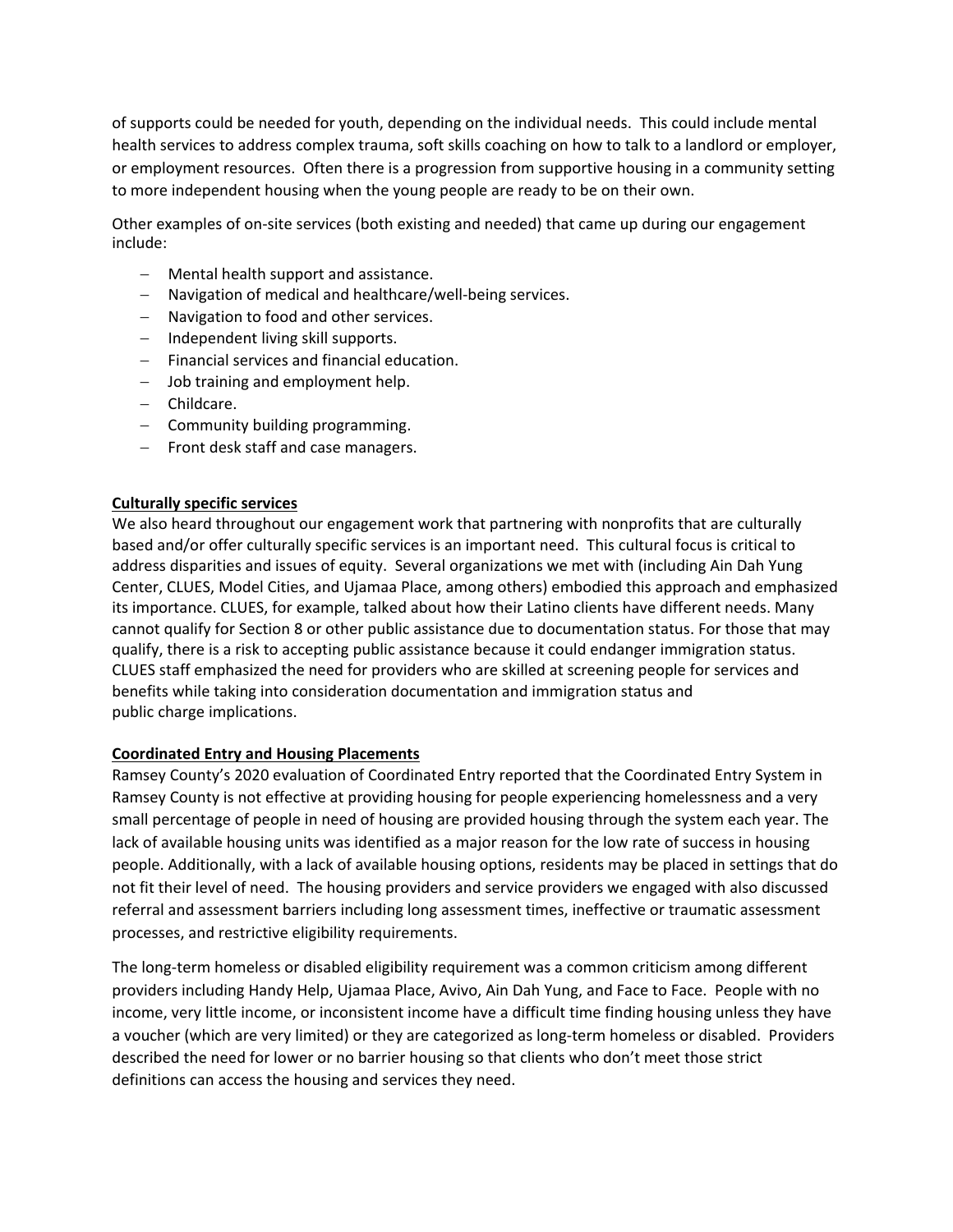of supports could be needed for youth, depending on the individual needs. This could include mental health services to address complex trauma, soft skills coaching on how to talk to a landlord or employer, or employment resources. Often there is a progression from supportive housing in a community setting to more independent housing when the young people are ready to be on their own.

Other examples of on-site services (both existing and needed) that came up during our engagement include:

- Mental health support and assistance.
- Navigation of medical and healthcare/well-being services.
- Navigation to food and other services.
- Independent living skill supports.
- Financial services and financial education.
- Job training and employment help.
- Childcare.
- Community building programming.
- Front desk staff and case managers.

**Culturally specific services**

We also heard throughout our engagement work that partnering with nonprofits that are culturally based and/or offer culturally specific services is an important need. This cultural focus is critical to address disparities and issues of equity. Several organizations we met with (including Ain Dah Yung Center, CLUES, Model Cities, and Ujamaa Place, among others) embodied this approach and emphasized its importance. CLUES, for example, talked about how their Latino clients have different needs. Many cannot qualify for Section 8 or other public assistance due to documentation status. For those that may qualify, there is a risk to accepting public assistance because it could endanger immigration status. CLUES staff emphasized the need for providers who are skilled at screening people for services and benefits while taking into consideration documentation and immigration status and public charge implications.

**Coordinated Entry and Housing Placements**

Ramsey County's 2020 evaluation of Coordinated Entry reported that the Coordinated Entry System in Ramsey County is not effective at providing housing for people experiencing homelessness and a very small percentage of people in need of housing are provided housing through the system each year. The lack of available housing units was identified as a major reason for the low rate of success in housing people. Additionally, with a lack of available housing options, residents may be placed in settings that do not fit their level of need. The housing providers and service providers we engaged with also discussed referral and assessment barriers including long assessment times, ineffective or traumatic assessment processes, and restrictive eligibility requirements.

The long-term homeless or disabled eligibility requirement was a common criticism among different providers including Handy Help, Ujamaa Place, Avivo, Ain Dah Yung, and Face to Face. People with no income, very little income, or inconsistent income have a difficult time finding housing unless they have a voucher (which are very limited) or they are categorized as long-term homeless or disabled. Providers described the need for lower or no barrier housing so that clients who don't meet those strict definitions can access the housing and services they need.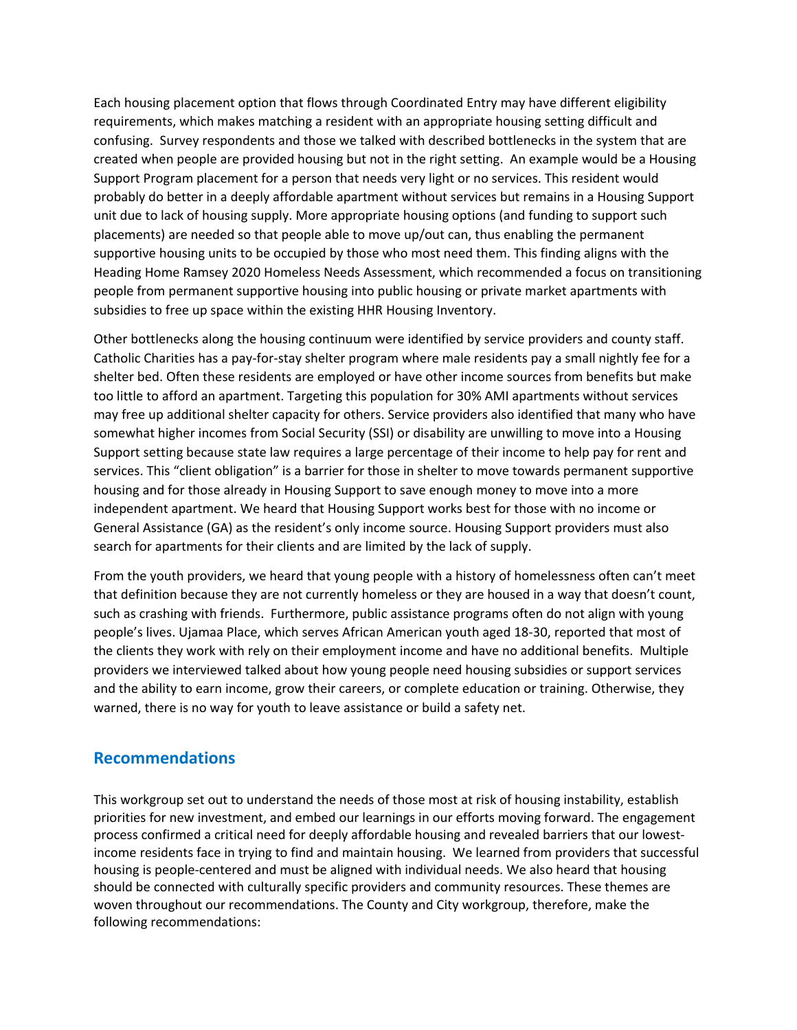Each housing placement option that flows through Coordinated Entry may have different eligibility requirements, which makes matching a resident with an appropriate housing setting difficult and confusing. Survey respondents and those we talked with described bottlenecks in the system that are created when people are provided housing but not in the right setting. An example would be a Housing Support Program placement for a person that needs very light or no services. This resident would probably do better in a deeply affordable apartment without services but remains in a Housing Support unit due to lack of housing supply. More appropriate housing options (and funding to support such placements) are needed so that people able to move up/out can, thus enabling the permanent supportive housing units to be occupied by those who most need them. This finding aligns with the Heading Home Ramsey 2020 Homeless Needs Assessment, which recommended a focus on transitioning people from permanent supportive housing into public housing or private market apartments with subsidies to free up space within the existing HHR Housing Inventory.

Other bottlenecks along the housing continuum were identified by service providers and county staff. Catholic Charities has a pay-for-stay shelter program where male residents pay a small nightly fee for a shelter bed. Often these residents are employed or have other income sources from benefits but make too little to afford an apartment. Targeting this population for 30% AMI apartments without services may free up additional shelter capacity for others. Service providers also identified that many who have somewhat higher incomes from Social Security (SSI) or disability are unwilling to move into a Housing Support setting because state law requires a large percentage of their income to help pay for rent and services. This "client obligation" is a barrier for those in shelter to move towards permanent supportive housing and for those already in Housing Support to save enough money to move into a more independent apartment. We heard that Housing Support works best for those with no income or General Assistance (GA) as the resident's only income source. Housing Support providers must also search for apartments for their clients and are limited by the lack of supply.

From the youth providers, we heard that young people with a history of homelessness often can't meet that definition because they are not currently homeless or they are housed in a way that doesn't count, such as crashing with friends. Furthermore, public assistance programs often do not align with young people's lives. Ujamaa Place, which serves African American youth aged 18-30, reported that most of the clients they work with rely on their employment income and have no additional benefits. Multiple providers we interviewed talked about how young people need housing subsidies or support services and the ability to earn income, grow their careers, or complete education or training. Otherwise, they warned, there is no way for youth to leave assistance or build a safety net.

## Recommendations

This workgroup set out to understand the needs of those most at risk of housing instability, establish priorities for new investment, and embed our learnings in our efforts moving forward. The engagement process confirmed a critical need for deeply affordable housing and revealed barriers that our lowest-income residents face in trying to find and maintain housing. We learned from providers that successful housing is people-centered and must be aligned with individual needs. We also heard that housing should be connected with culturally specific providers and community resources. These themes are woven throughout our recommendations. The County and City workgroup, therefore, make the following recommendations: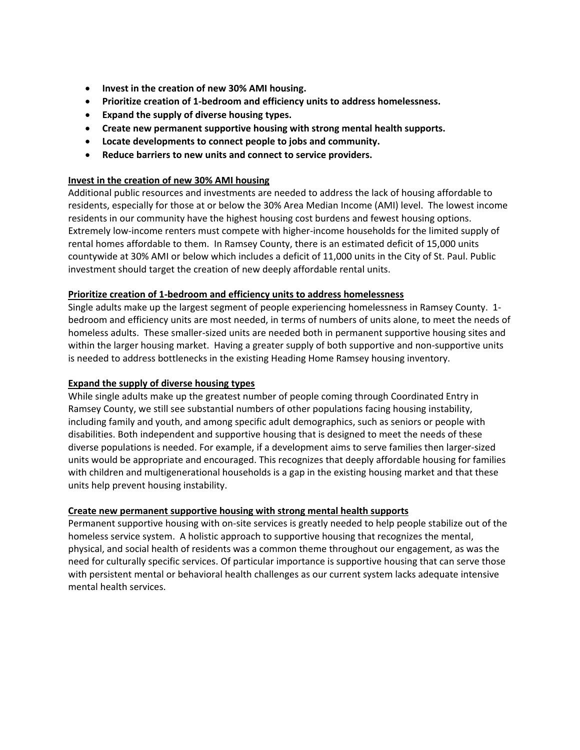- **Invest in the creation of new 30% AMI housing.**
- **Prioritize creation of 1-bedroom and efficiency units to address homelessness.**
- **Expand the supply of diverse housing types.**
- **Create new permanent supportive housing with strong mental health supports.**
- **Locate developments to connect people to jobs and community.**
- **Reduce barriers to new units and connect to service providers.**

**Invest in the creation of new 30% AMI housing**

Additional public resources and investments are needed to address the lack of housing affordable to residents, especially for those at or below the 30% Area Median Income (AMI) level. The lowest income residents in our community have the highest housing cost burdens and fewest housing options. Extremely low-income renters must compete with higher-income households for the limited supply of rental homes affordable to them. In Ramsey County, there is an estimated deficit of 15,000 units countywide at 30% AMI or below which includes a deficit of 11,000 units in the City of St. Paul. Public investment should target the creation of new deeply affordable rental units.

**Prioritize creation of 1-bedroom and efficiency units to address homelessness**

Single adults make up the largest segment of people experiencing homelessness in Ramsey County. 1-bedroom and efficiency units are most needed, in terms of numbers of units alone, to meet the needs of homeless adults. These smaller-sized units are needed both in permanent supportive housing sites and within the larger housing market. Having a greater supply of both supportive and non-supportive units is needed to address bottlenecks in the existing Heading Home Ramsey housing inventory.

**Expand the supply of diverse housing types**

While single adults make up the greatest number of people coming through Coordinated Entry in Ramsey County, we still see substantial numbers of other populations facing housing instability, including family and youth, and among specific adult demographics, such as seniors or people with disabilities. Both independent and supportive housing that is designed to meet the needs of these diverse populations is needed. For example, if a development aims to serve families then larger-sized units would be appropriate and encouraged. This recognizes that deeply affordable housing for families with children and multigenerational households is a gap in the existing housing market and that these units help prevent housing instability.

**Create new permanent supportive housing with strong mental health supports**

Permanent supportive housing with on-site services is greatly needed to help people stabilize out of the homeless service system. A holistic approach to supportive housing that recognizes the mental, physical, and social health of residents was a common theme throughout our engagement, as was the need for culturally specific services. Of particular importance is supportive housing that can serve those with persistent mental or behavioral health challenges as our current system lacks adequate intensive mental health services.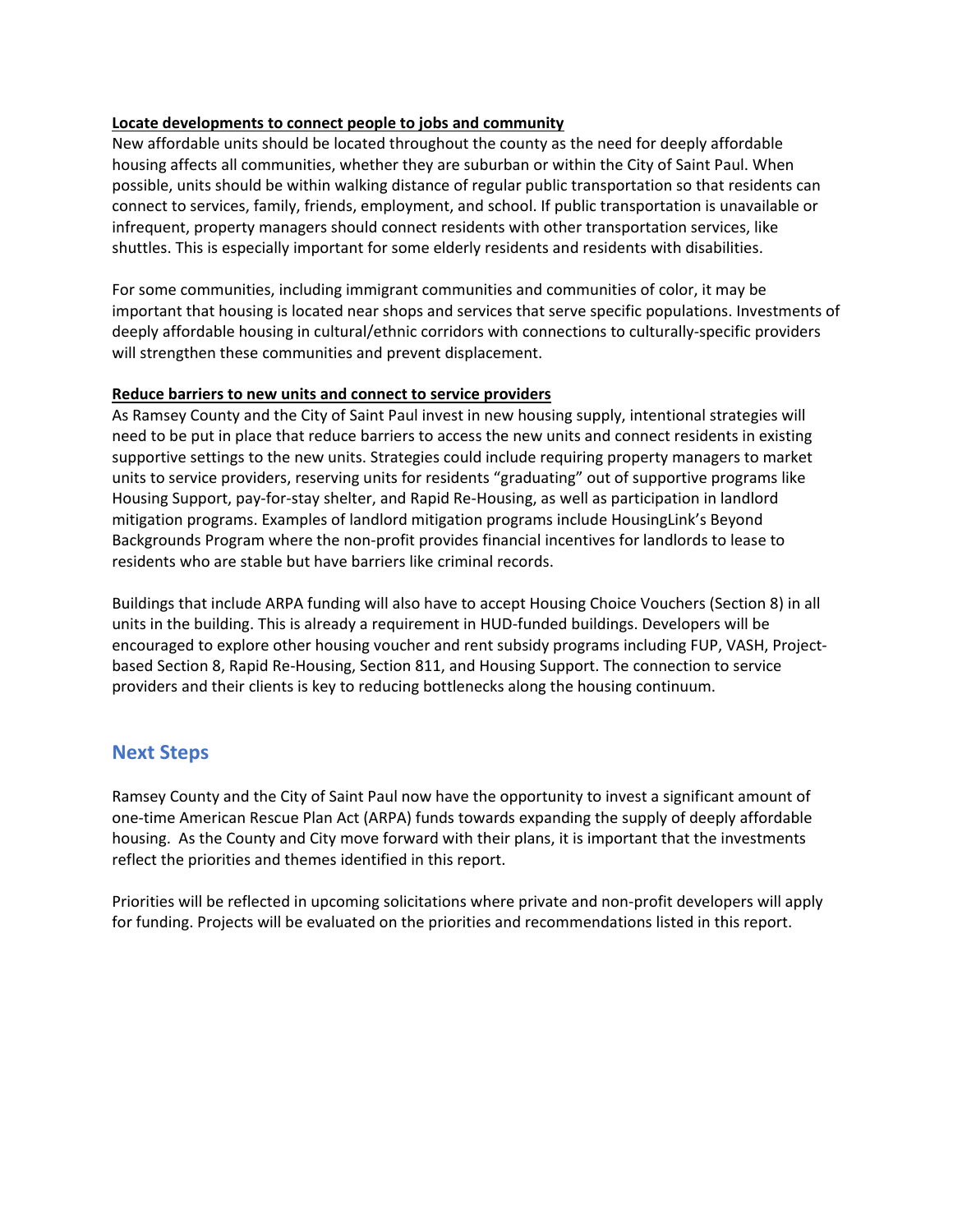**Locate developments to connect people to jobs and community**

New affordable units should be located throughout the county as the need for deeply affordable housing affects all communities, whether they are suburban or within the City of Saint Paul. When possible, units should be within walking distance of regular public transportation so that residents can connect to services, family, friends, employment, and school. If public transportation is unavailable or infrequent, property managers should connect residents with other transportation services, like shuttles. This is especially important for some elderly residents and residents with disabilities.

For some communities, including immigrant communities and communities of color, it may be important that housing is located near shops and services that serve specific populations. Investments of deeply affordable housing in cultural/ethnic corridors with connections to culturally-specific providers will strengthen these communities and prevent displacement.

**Reduce barriers to new units and connect to service providers**

As Ramsey County and the City of Saint Paul invest in new housing supply, intentional strategies will need to be put in place that reduce barriers to access the new units and connect residents in existing supportive settings to the new units. Strategies could include requiring property managers to market units to service providers, reserving units for residents "graduating" out of supportive programs like Housing Support, pay-for-stay shelter, and Rapid Re-Housing, as well as participation in landlord mitigation programs. Examples of landlord mitigation programs include HousingLink's Beyond Backgrounds Program where the non-profit provides financial incentives for landlords to lease to residents who are stable but have barriers like criminal records.

Buildings that include ARPA funding will also have to accept Housing Choice Vouchers (Section 8) in all units in the building. This is already a requirement in HUD-funded buildings. Developers will be encouraged to explore other housing voucher and rent subsidy programs including FUP, VASH, Project-based Section 8, Rapid Re-Housing, Section 811, and Housing Support. The connection to service providers and their clients is key to reducing bottlenecks along the housing continuum.

## Next Steps

Ramsey County and the City of Saint Paul now have the opportunity to invest a significant amount of one-time American Rescue Plan Act (ARPA) funds towards expanding the supply of deeply affordable housing. As the County and City move forward with their plans, it is important that the investments reflect the priorities and themes identified in this report.

Priorities will be reflected in upcoming solicitations where private and non-profit developers will apply for funding. Projects will be evaluated on the priorities and recommendations listed in this report.